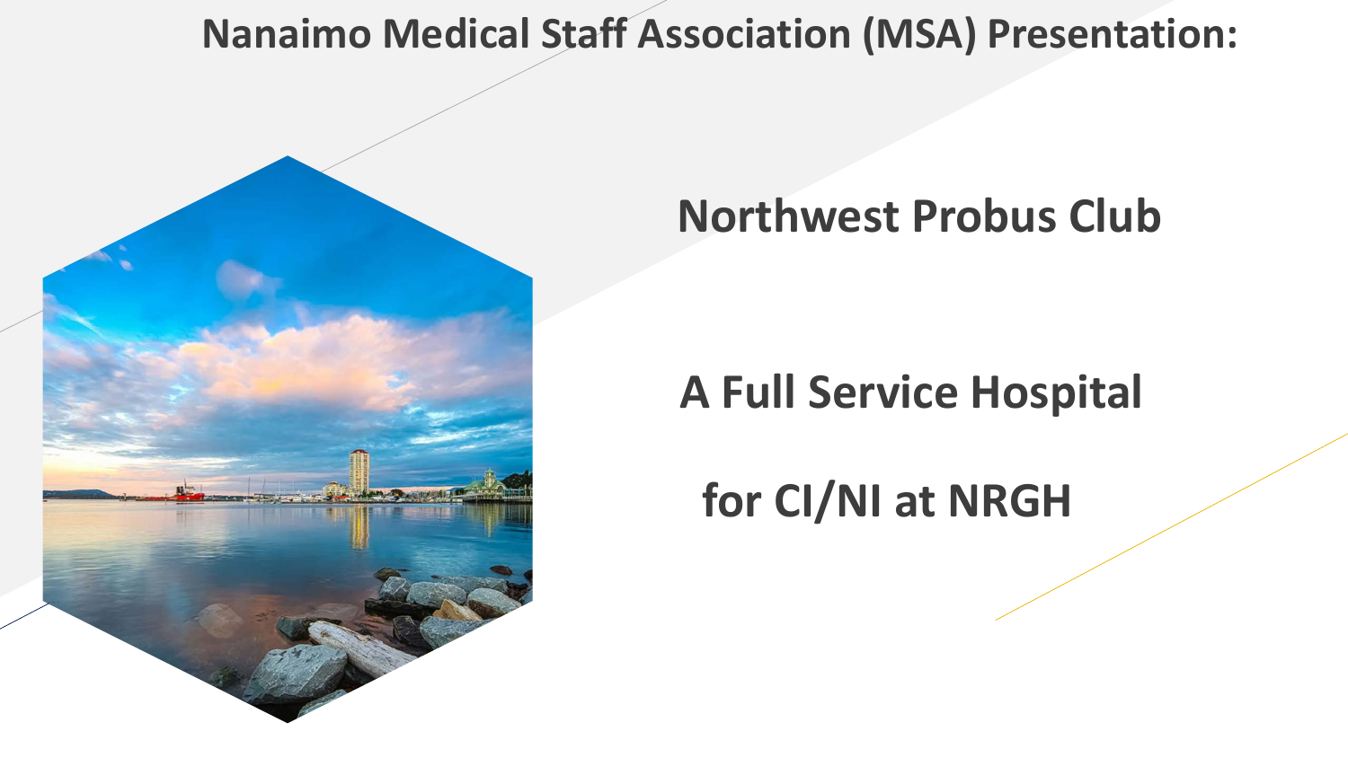# Nanaimo Medical Staff Association (MSA) Presentation:

## Northwest Probus Club

## A Full Service Hospital

## for CI/NI at NRGH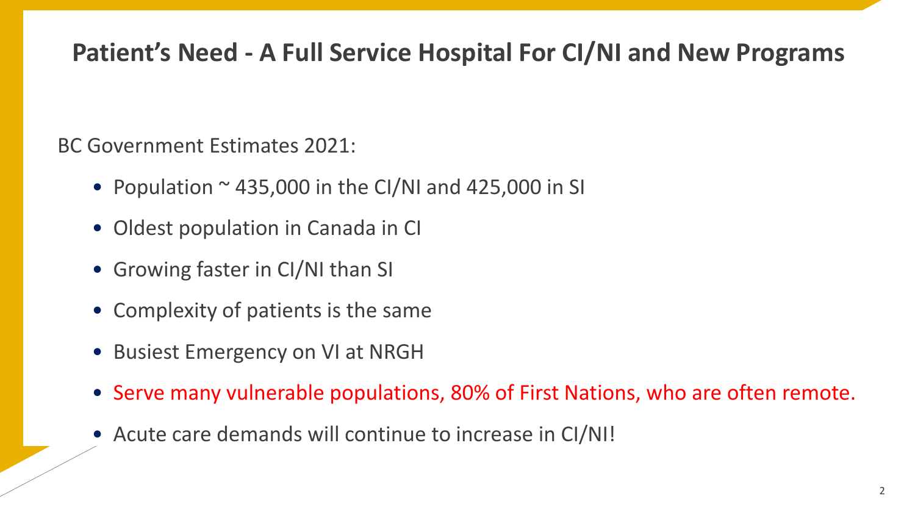# Patient's Need - A Full Service Hospital For CI/NI and New Programs

BC Government Estimates 2021:

- Population ~ 435,000 in the CI/NI and 425,000 in SI
- Oldest population in Canada in CI
- Growing faster in CI/NI than SI
- Complexity of patients is the same
- Busiest Emergency on VI at NRGH
- Serve many vulnerable populations, 80% of First Nations, who are often remote.
- Acute care demands will continue to increase in CI/NI!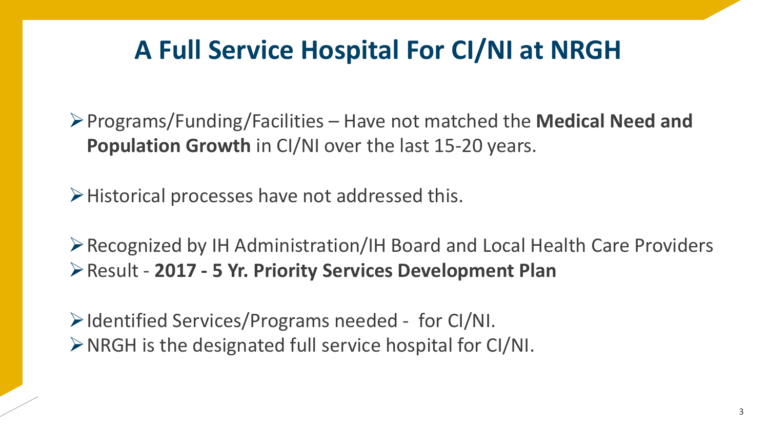# A Full Service Hospital For CI/NI at NRGH

- Programs/Funding/Facilities – Have not matched the **Medical Need and Population Growth** in CI/NI over the last 15-20 years.

- Historical processes have not addressed this.

- Recognized by IH Administration/IH Board and Local Health Care Providers
- Result - **2017 - 5 Yr. Priority Services Development Plan**

- Identified Services/Programs needed - for CI/NI.
- NRGH is the designated full service hospital for CI/NI.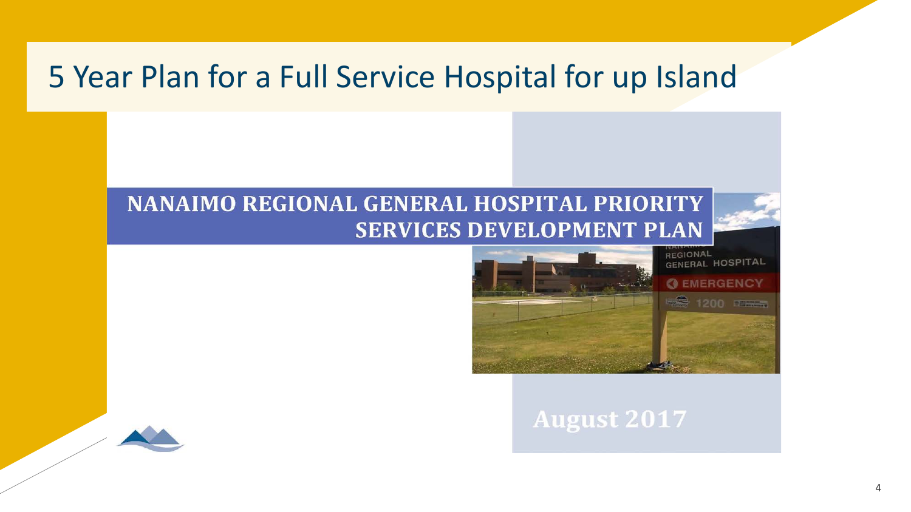# 5 Year Plan for a Full Service Hospital for up Island

**NANAIMO REGIONAL GENERAL HOSPITAL PRIORITY SERVICES DEVELOPMENT PLAN**

**August 2017**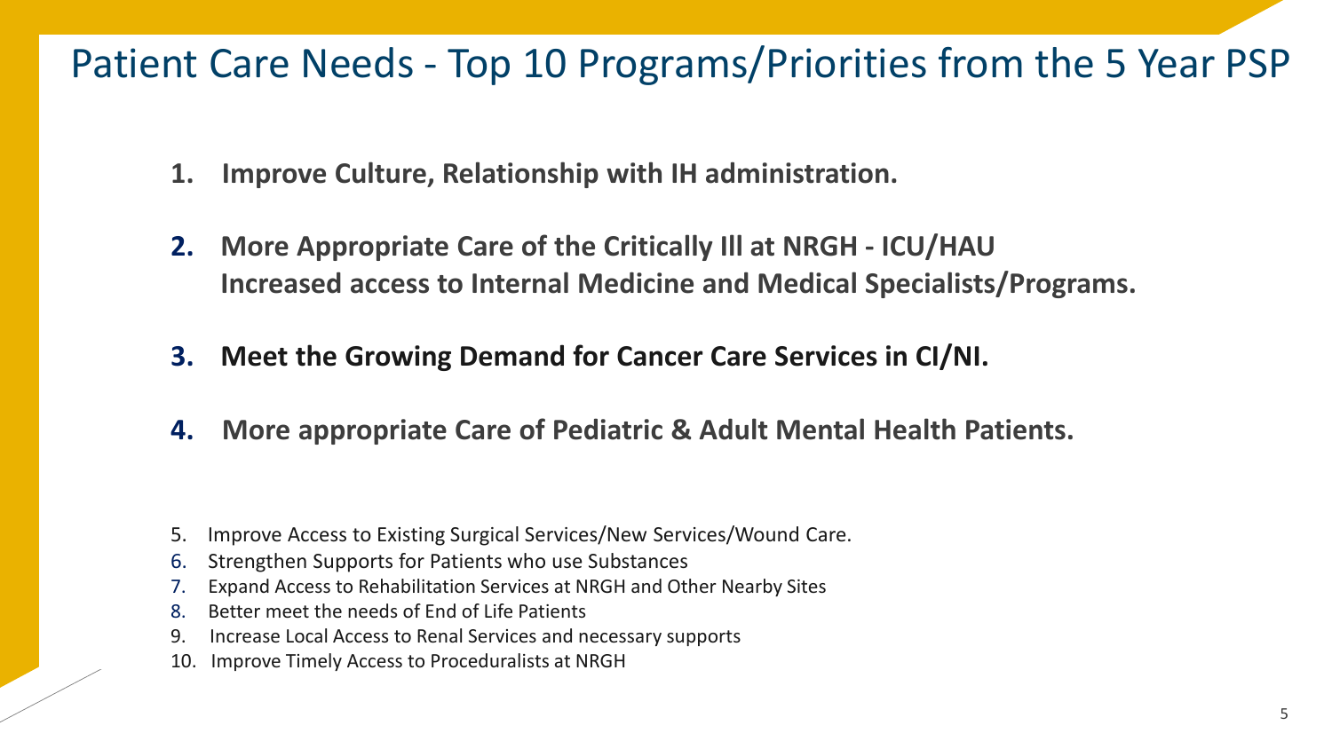# Patient Care Needs - Top 10 Programs/Priorities from the 5 Year PSP

1. **Improve Culture, Relationship with IH administration.**
2. **More Appropriate Care of the Critically Ill at NRGH - ICU/HAU**
   **Increased access to Internal Medicine and Medical Specialists/Programs.**
3. **Meet the Growing Demand for Cancer Care Services in CI/NI.**
4. **More appropriate Care of Pediatric & Adult Mental Health Patients.**
5. Improve Access to Existing Surgical Services/New Services/Wound Care.
6. Strengthen Supports for Patients who use Substances
7. Expand Access to Rehabilitation Services at NRGH and Other Nearby Sites
8. Better meet the needs of End of Life Patients
9. Increase Local Access to Renal Services and necessary supports
10. Improve Timely Access to Proceduralists at NRGH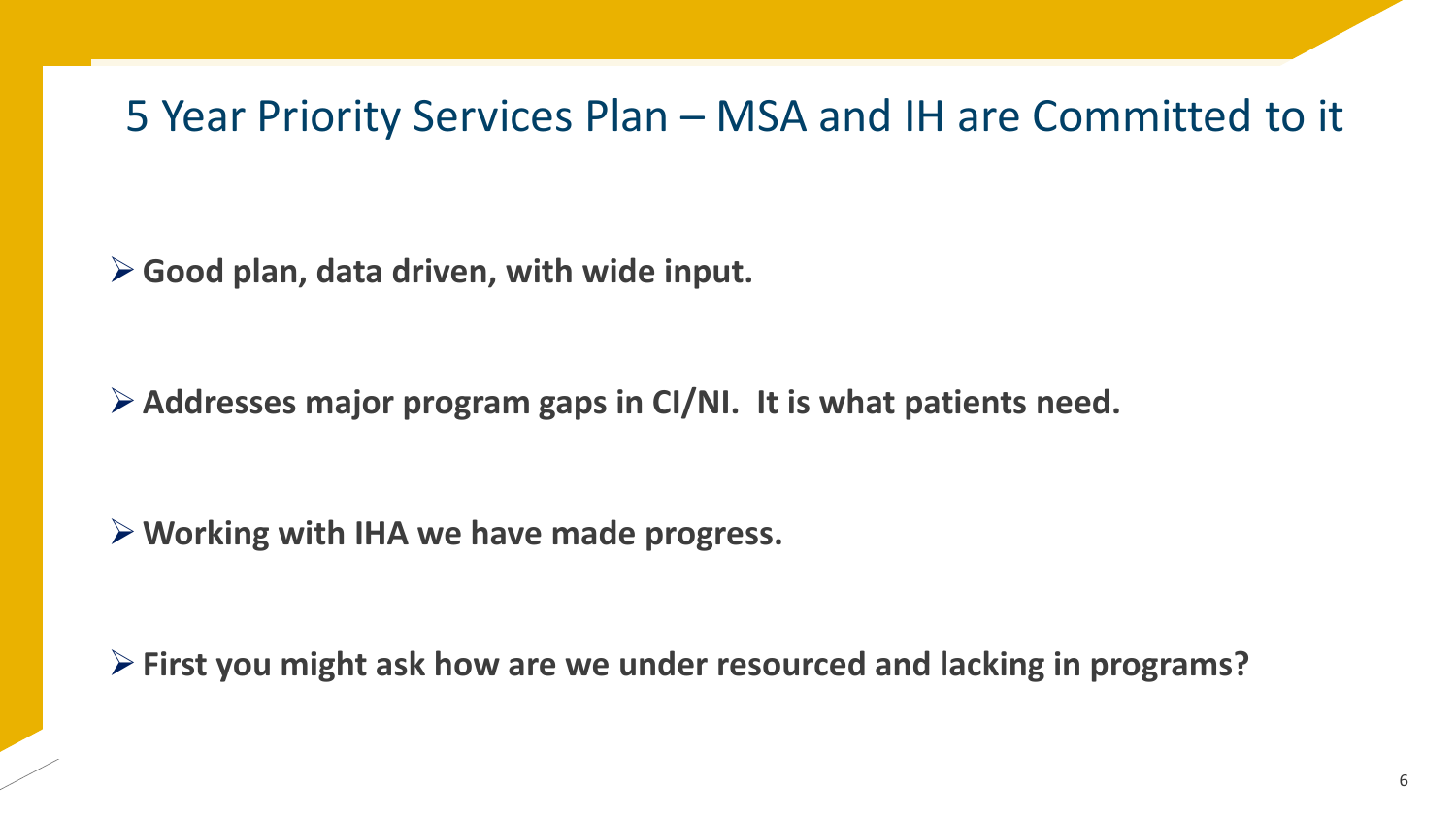# 5 Year Priority Services Plan – MSA and IH are Committed to it

- **Good plan, data driven, with wide input.**

- **Addresses major program gaps in CI/NI. It is what patients need.**

- **Working with IHA we have made progress.**

- **First you might ask how are we under resourced and lacking in programs?**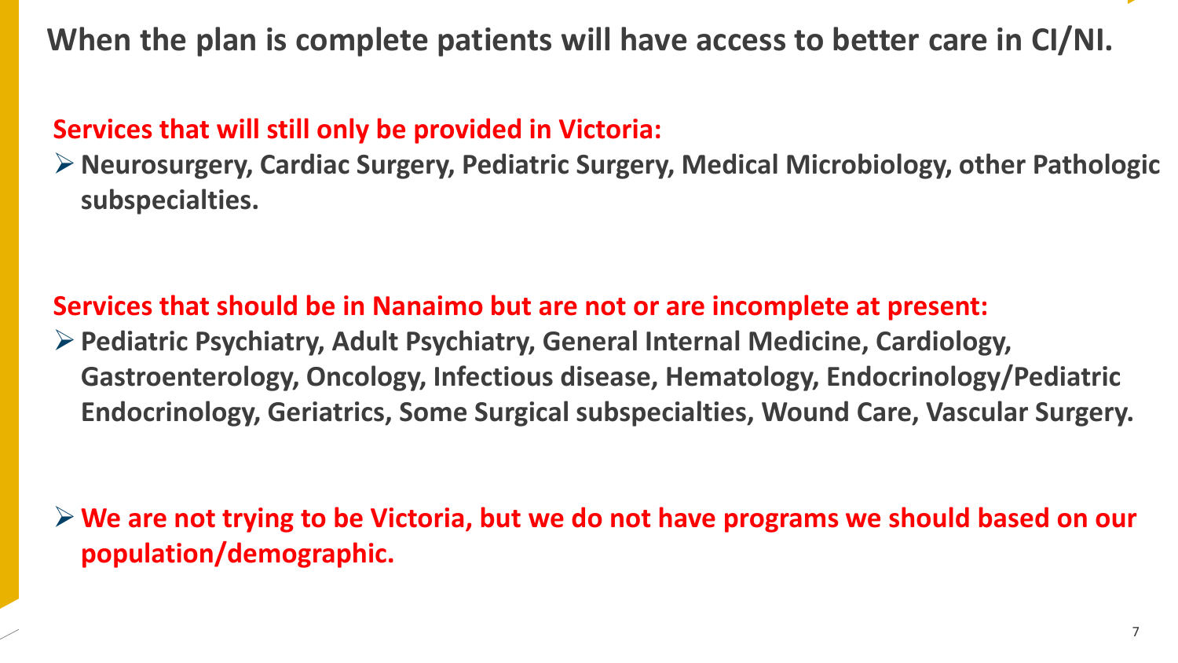# When the plan is complete patients will have access to better care in CI/NI.

**Services that will still only be provided in Victoria:**

- **Neurosurgery, Cardiac Surgery, Pediatric Surgery, Medical Microbiology, other Pathologic subspecialties.**

**Services that should be in Nanaimo but are not or are incomplete at present:**

- **Pediatric Psychiatry, Adult Psychiatry, General Internal Medicine, Cardiology, Gastroenterology, Oncology, Infectious disease, Hematology, Endocrinology/Pediatric Endocrinology, Geriatrics, Some Surgical subspecialties, Wound Care, Vascular Surgery.**

- **We are not trying to be Victoria, but we do not have programs we should based on our population/demographic.**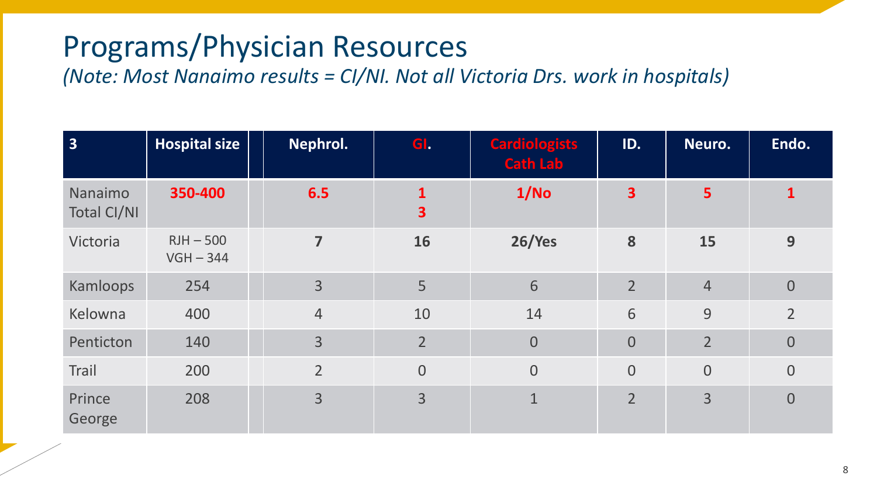# Programs/Physician Resources

*(Note: Most Nanaimo results = CI/NI. Not all Victoria Drs. work in hospitals)*

| 3 | Hospital size | Nephrol. | GI. | Cardiologists Cath Lab | ID. | Neuro. | Endo. |
|---|---|---|---|---|---|---|---|
| Nanaimo Total CI/NI | **350-400** | **6.5** | **1**<br>**3** | **1/No** | **3** | **5** | **1** |
| Victoria | RJH – 500<br>VGH – 344 | **7** | **16** | **26/Yes** | **8** | **15** | **9** |
| Kamloops | 254 | 3 | 5 | 6 | 2 | 4 | 0 |
| Kelowna | 400 | 4 | 10 | 14 | 6 | 9 | 2 |
| Penticton | 140 | 3 | 2 | 0 | 0 | 2 | 0 |
| Trail | 200 | 2 | 0 | 0 | 0 | 0 | 0 |
| Prince George | 208 | 3 | 3 | 1 | 2 | 3 | 0 |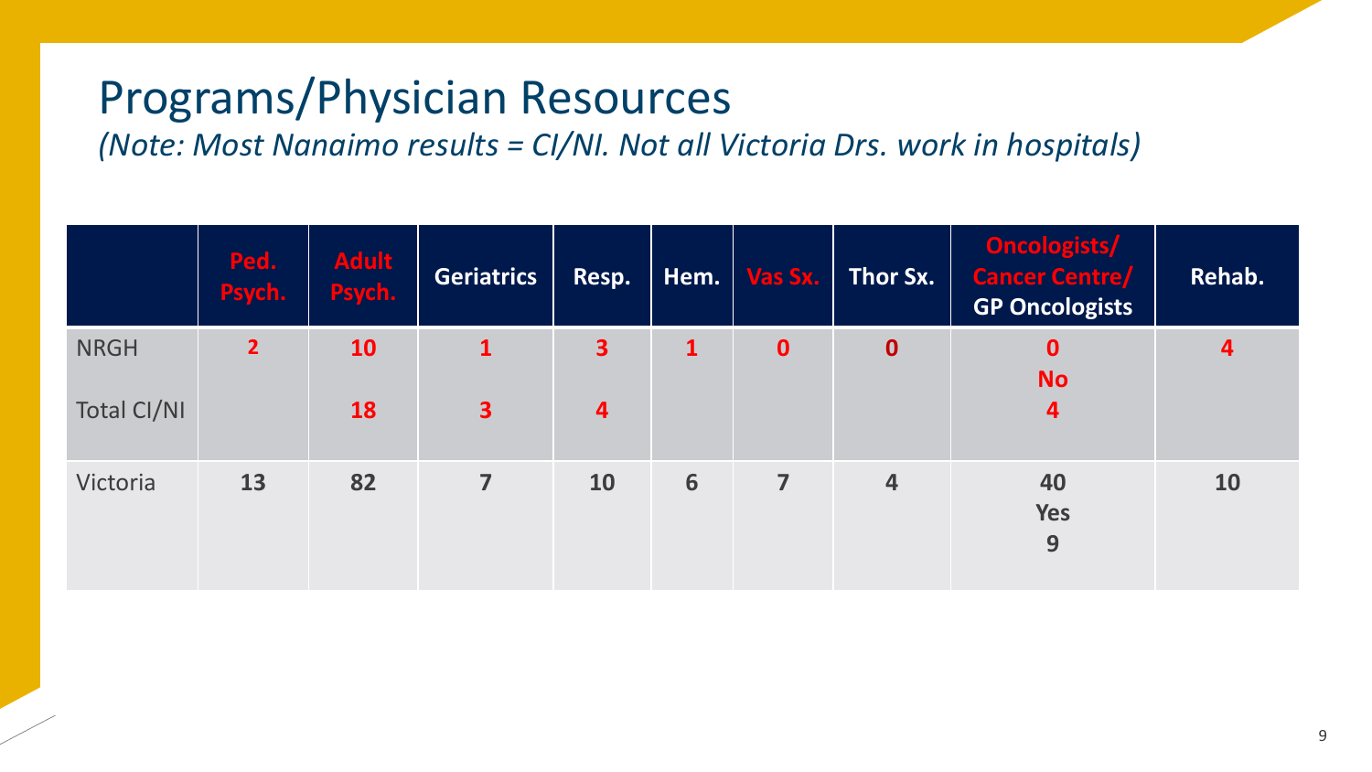# Programs/Physician Resources

*(Note: Most Nanaimo results = CI/NI. Not all Victoria Drs. work in hospitals)*

| | Ped. Psych. | Adult Psych. | Geriatrics | Resp. | Hem. | Vas Sx. | Thor Sx. | Oncologists/ Cancer Centre/ GP Oncologists | Rehab. |
|---|---|---|---|---|---|---|---|---|---|
| NRGH<br>Total CI/NI | 2 | 10<br>18 | 1<br>3 | 3<br>4 | 1 | 0 | 0 | 0<br>No<br>4 | 4 |
| Victoria | 13 | 82 | 7 | 10 | 6 | 7 | 4 | 40<br>Yes<br>9 | 10 |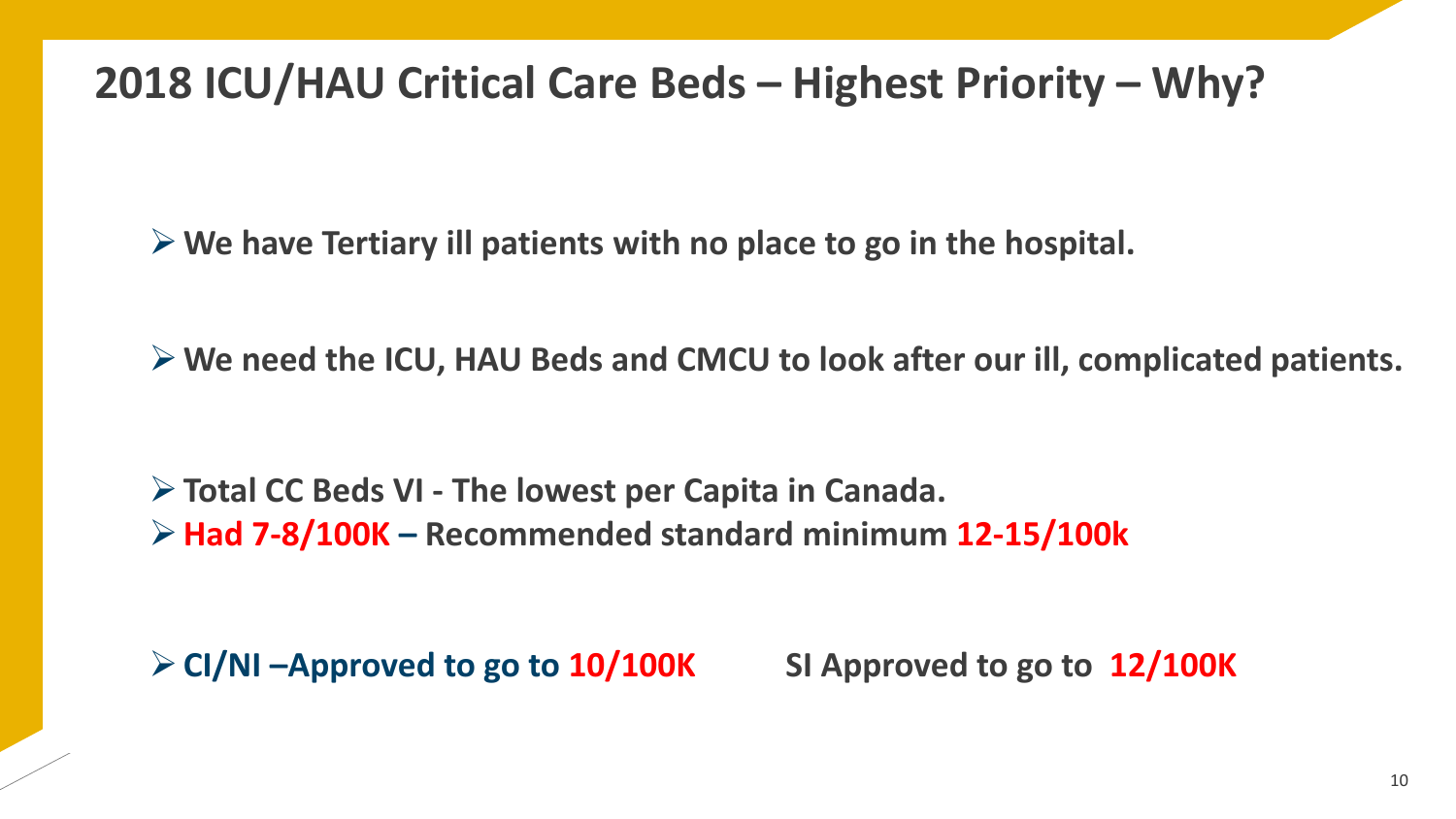# 2018 ICU/HAU Critical Care Beds – Highest Priority – Why?

- **We have Tertiary ill patients with no place to go in the hospital.**

- **We need the ICU, HAU Beds and CMCU to look after our ill, complicated patients.**

- **Total CC Beds VI - The lowest per Capita in Canada.**
- **Had 7-8/100K – Recommended standard minimum 12-15/100k**

- **CI/NI –Approved to go to 10/100K** **SI Approved to go to 12/100K**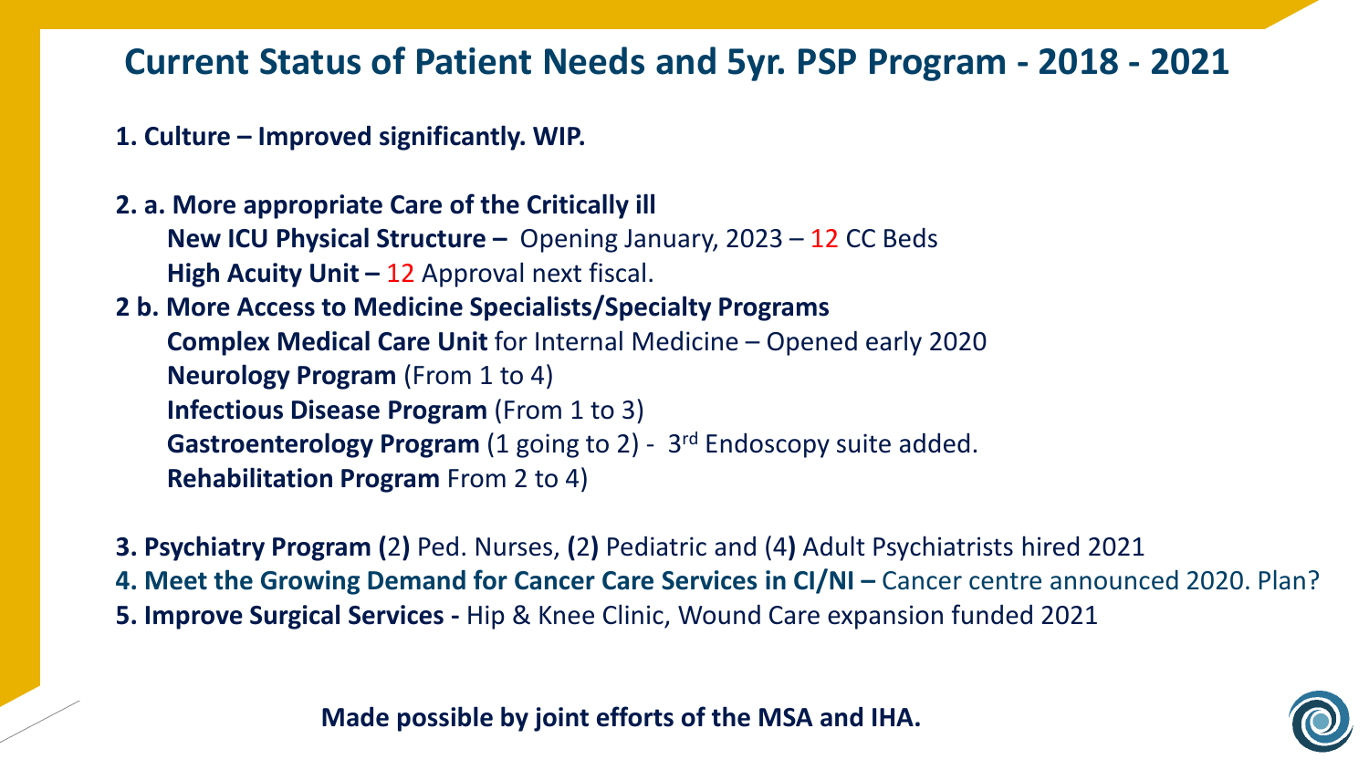# Current Status of Patient Needs and 5yr. PSP Program - 2018 - 2021

**1. Culture – Improved significantly. WIP.**

**2. a. More appropriate Care of the Critically ill**

- **New ICU Physical Structure –** Opening January, 2023 – 12 CC Beds
- **High Acuity Unit –** 12 Approval next fiscal.

**2 b. More Access to Medicine Specialists/Specialty Programs**

- **Complex Medical Care Unit** for Internal Medicine – Opened early 2020
- **Neurology Program** (From 1 to 4)
- **Infectious Disease Program** (From 1 to 3)
- **Gastroenterology Program** (1 going to 2) - 3rd Endoscopy suite added.
- **Rehabilitation Program** From 2 to 4)

**3. Psychiatry Program (**2**)** Ped. Nurses, **(**2**)** Pediatric and (4**)** Adult Psychiatrists hired 2021

**4. Meet the Growing Demand for Cancer Care Services in CI/NI –** Cancer centre announced 2020. Plan?

**5. Improve Surgical Services -** Hip & Knee Clinic, Wound Care expansion funded 2021

**Made possible by joint efforts of the MSA and IHA.**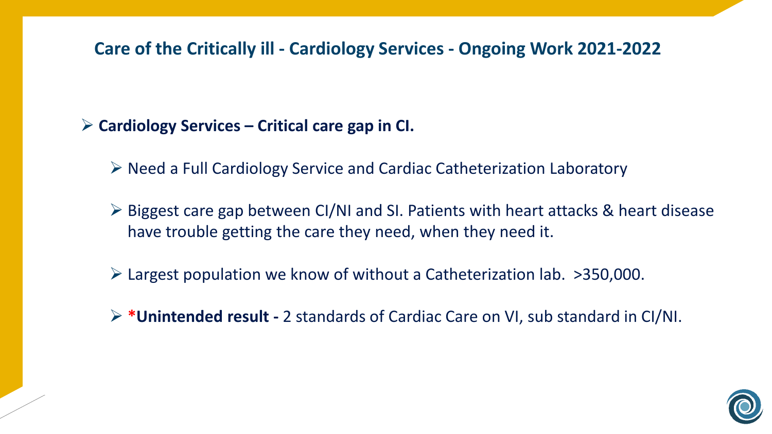## Care of the Critically ill - Cardiology Services - Ongoing Work 2021-2022

- **Cardiology Services – Critical care gap in CI.**
  - Need a Full Cardiology Service and Cardiac Catheterization Laboratory
  - Biggest care gap between CI/NI and SI. Patients with heart attacks & heart disease have trouble getting the care they need, when they need it.
  - Largest population we know of without a Catheterization lab. >350,000.
  - ***Unintended result -** 2 standards of Cardiac Care on VI, sub standard in CI/NI.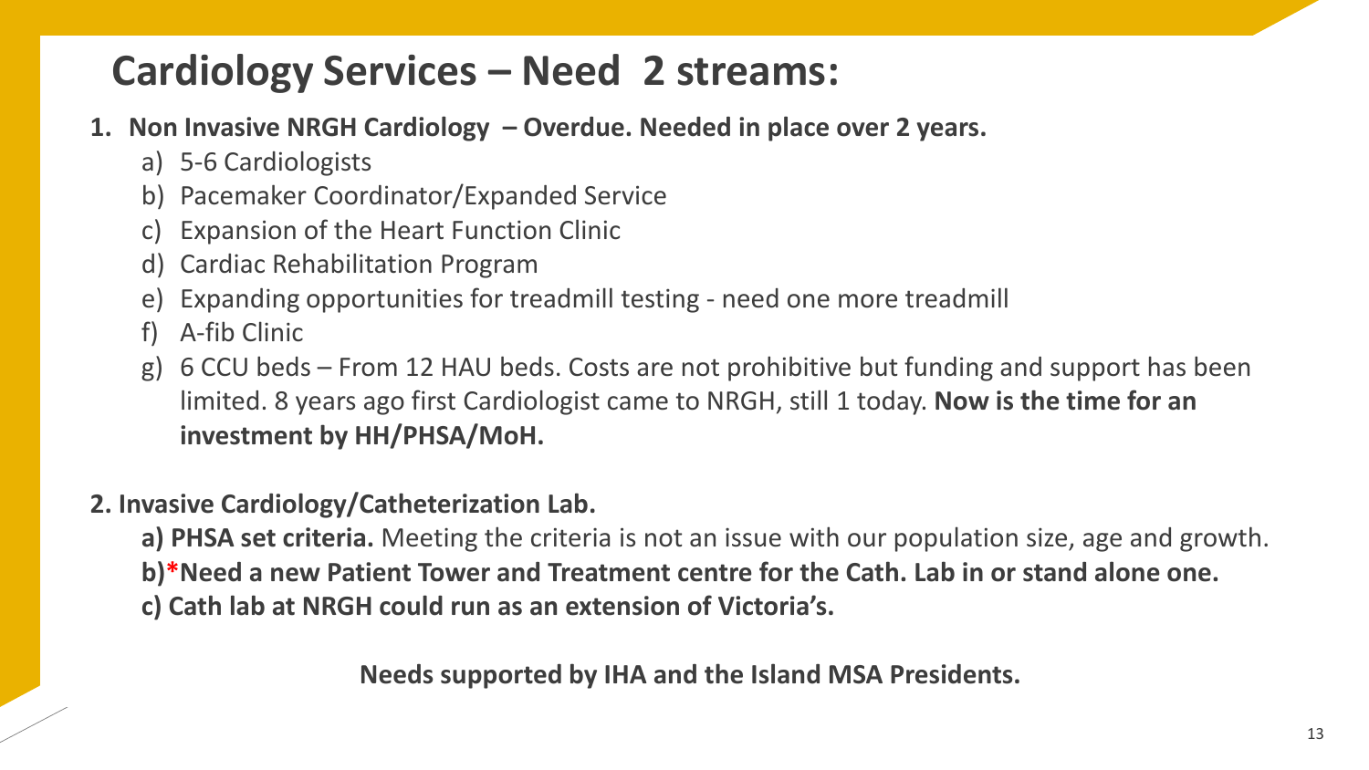# Cardiology Services – Need 2 streams:

1. **Non Invasive NRGH Cardiology – Overdue. Needed in place over 2 years.**
   a) 5-6 Cardiologists
   b) Pacemaker Coordinator/Expanded Service
   c) Expansion of the Heart Function Clinic
   d) Cardiac Rehabilitation Program
   e) Expanding opportunities for treadmill testing - need one more treadmill
   f) A-fib Clinic
   g) 6 CCU beds – From 12 HAU beds. Costs are not prohibitive but funding and support has been limited. 8 years ago first Cardiologist came to NRGH, still 1 today. **Now is the time for an investment by HH/PHSA/MoH.**

**2. Invasive Cardiology/Catheterization Lab.**

**a) PHSA set criteria.** Meeting the criteria is not an issue with our population size, age and growth.
**b)*Need a new Patient Tower and Treatment centre for the Cath. Lab in or stand alone one.**
**c) Cath lab at NRGH could run as an extension of Victoria's.**

**Needs supported by IHA and the Island MSA Presidents.**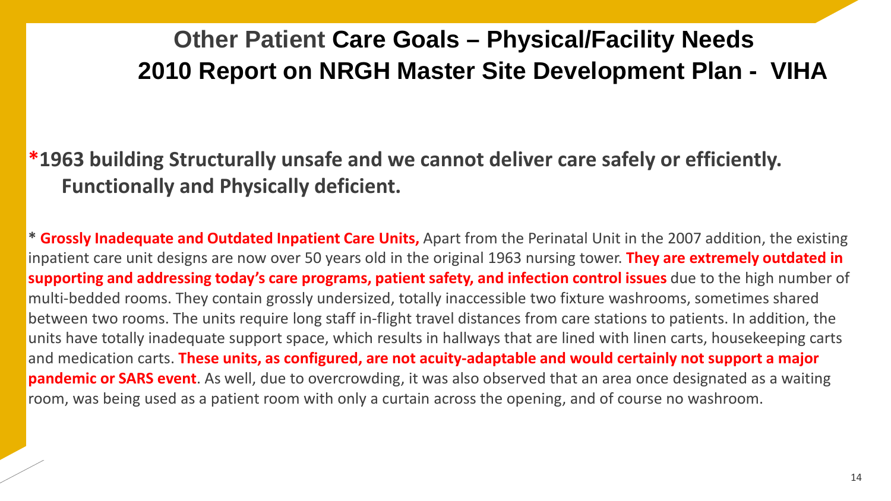# Other Patient Care Goals – Physical/Facility Needs
# 2010 Report on NRGH Master Site Development Plan - VIHA

**\*1963 building Structurally unsafe and we cannot deliver care safely or efficiently. Functionally and Physically deficient.**

**\* Grossly Inadequate and Outdated Inpatient Care Units,** Apart from the Perinatal Unit in the 2007 addition, the existing inpatient care unit designs are now over 50 years old in the original 1963 nursing tower. **They are extremely outdated in supporting and addressing today's care programs, patient safety, and infection control issues** due to the high number of multi-bedded rooms. They contain grossly undersized, totally inaccessible two fixture washrooms, sometimes shared between two rooms. The units require long staff in-flight travel distances from care stations to patients. In addition, the units have totally inadequate support space, which results in hallways that are lined with linen carts, housekeeping carts and medication carts. **These units, as configured, are not acuity-adaptable and would certainly not support a major pandemic or SARS event**. As well, due to overcrowding, it was also observed that an area once designated as a waiting room, was being used as a patient room with only a curtain across the opening, and of course no washroom.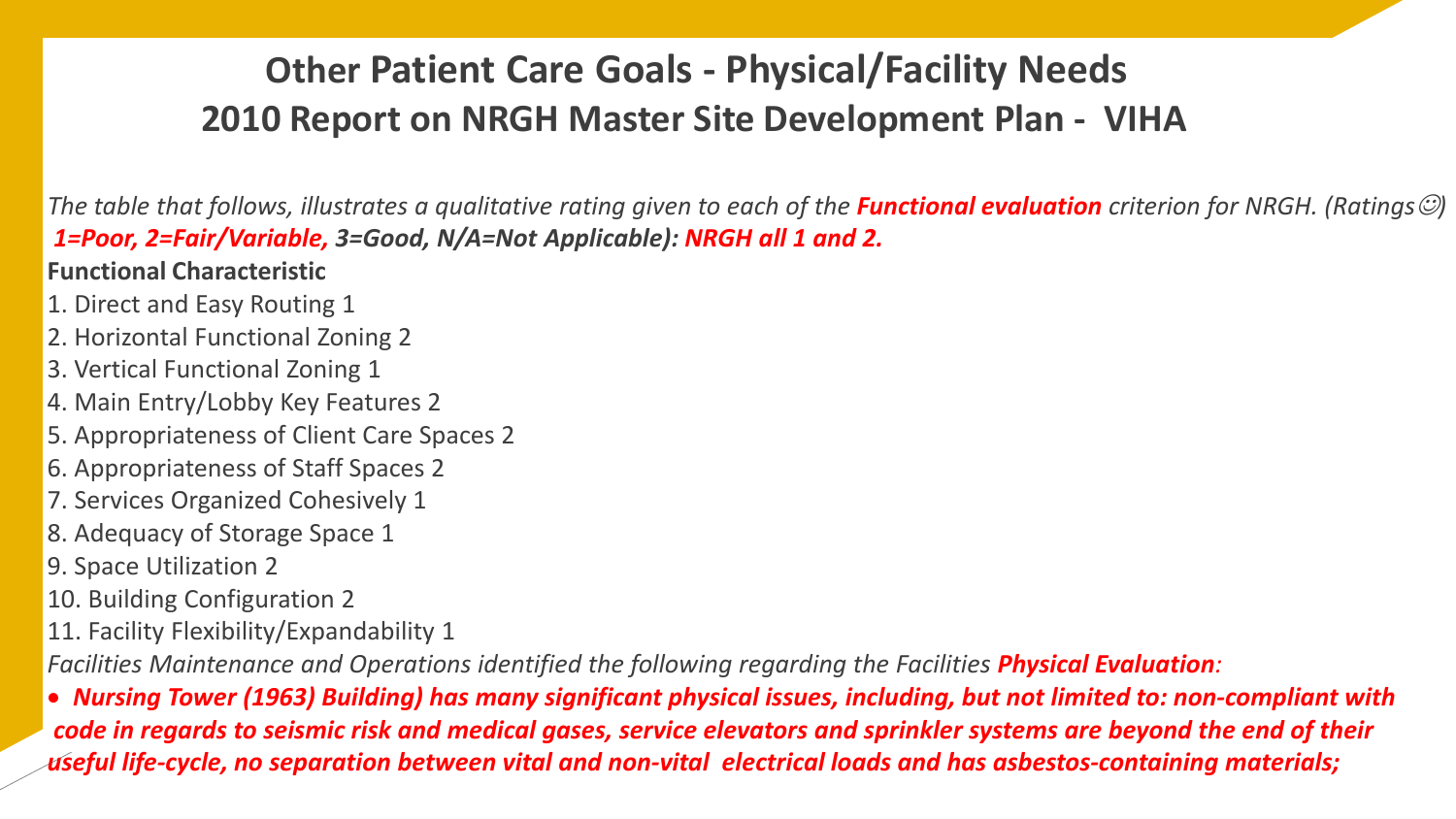## Other Patient Care Goals - Physical/Facility Needs
## 2010 Report on NRGH Master Site Development Plan - VIHA

*The table that follows, illustrates a qualitative rating given to each of the **Functional evaluation** criterion for NRGH. (Ratings☺) **1=Poor, 2=Fair/Variable, 3=Good, N/A=Not Applicable): NRGH all 1 and 2.***

**Functional Characteristic**

1. Direct and Easy Routing 1
2. Horizontal Functional Zoning 2
3. Vertical Functional Zoning 1
4. Main Entry/Lobby Key Features 2
5. Appropriateness of Client Care Spaces 2
6. Appropriateness of Staff Spaces 2
7. Services Organized Cohesively 1
8. Adequacy of Storage Space 1
9. Space Utilization 2
10. Building Configuration 2
11. Facility Flexibility/Expandability 1

*Facilities Maintenance and Operations identified the following regarding the Facilities **Physical Evaluation**:*

- ***Nursing Tower (1963) Building) has many significant physical issues, including, but not limited to: non-compliant with code in regards to seismic risk and medical gases, service elevators and sprinkler systems are beyond the end of their useful life-cycle, no separation between vital and non-vital electrical loads and has asbestos-containing materials;***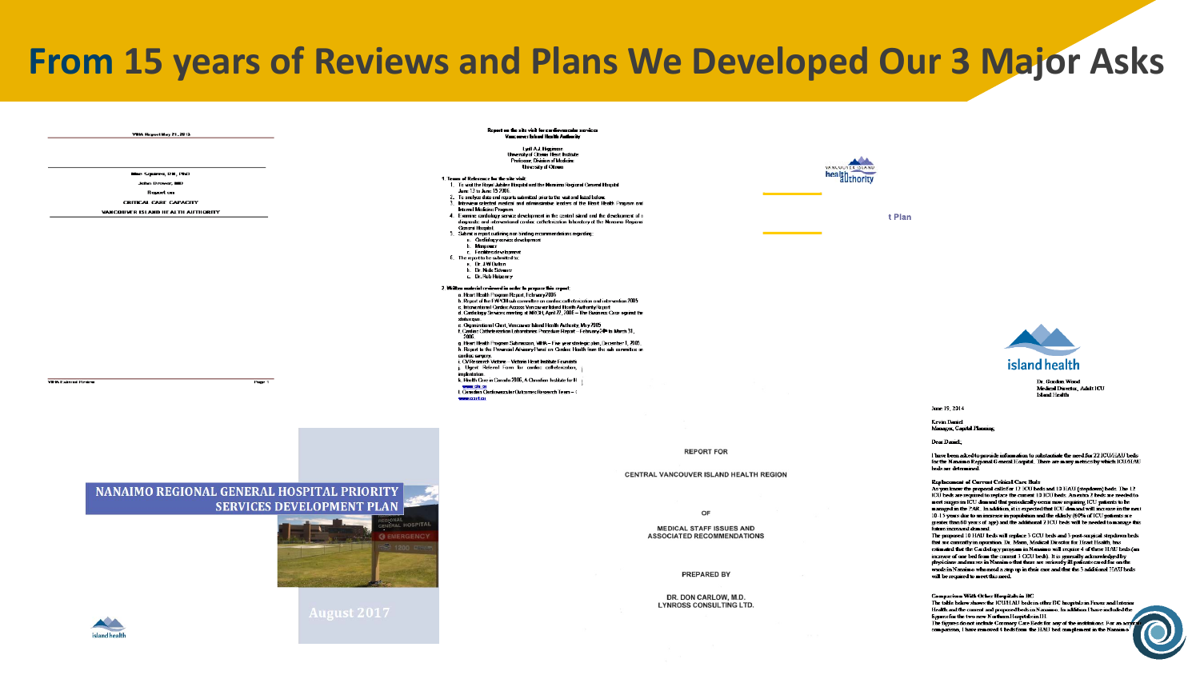# From 15 years of Reviews and Plans We Developed Our 3 Major Asks

VIHA Report May 21, 2013

Blue Squires, DR, PhD

John Drover, MD

Report on

CRITICAL CARE CAPACITY

VANCOUVER ISLAND HEALTH AUTHORITY

Report on the site visit for cardiovascular services
Vancouver Island Health Authority

Lyall A.J. Higginson
University of Ottawa Heart Institute
Professor, Division of Medicine
University of Ottawa

NANAIMO REGIONAL GENERAL HOSPITAL PRIORITY SERVICES DEVELOPMENT PLAN

August 2017

REPORT FOR

CENTRAL VANCOUVER ISLAND HEALTH REGION

OF

MEDICAL STAFF ISSUES AND ASSOCIATED RECOMMENDATIONS

PREPARED BY

DR. DON CARLOW, M.D.
LYNROSS CONSULTING LTD.

island health

Dr. Gordon Wood
Medical Director, Adult ICU
Island Health

June 19, 2014

Kevin Daniel
Manager, Capital Planning

Dear Daniel,

I have been asked to provide information to substantiate the need for 22 ICU/HAU beds for the Nanaimo Regional General Hospital.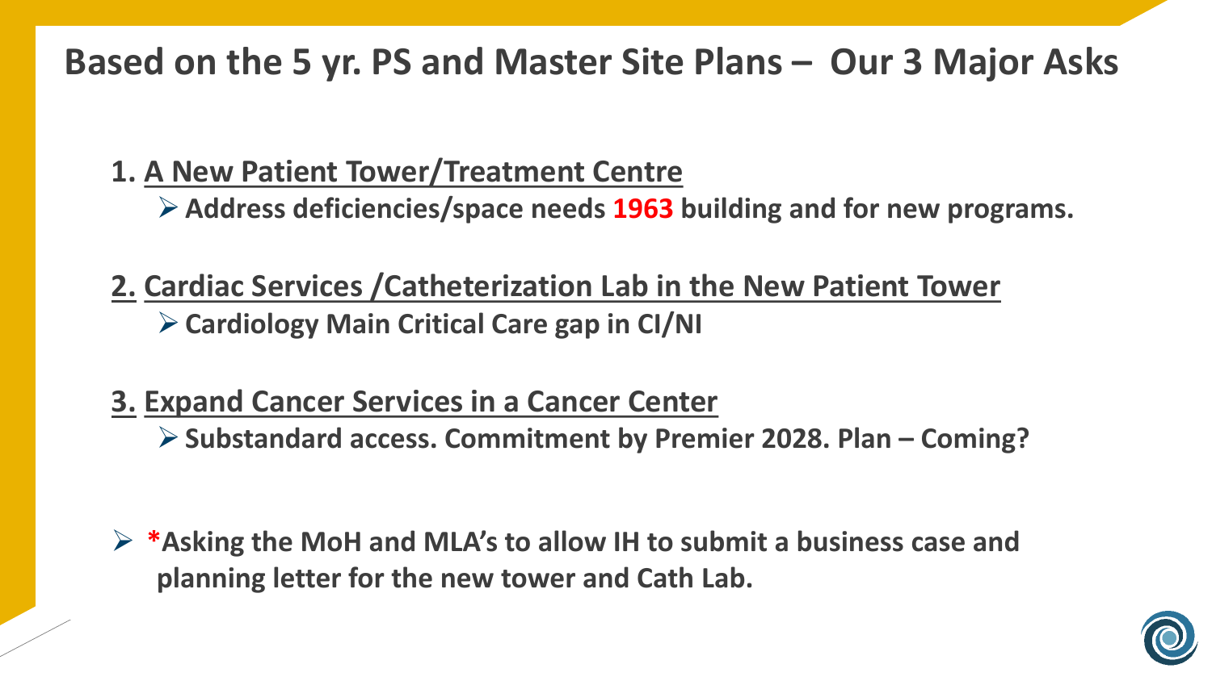# Based on the 5 yr. PS and Master Site Plans – Our 3 Major Asks

1. **A New Patient Tower/Treatment Centre**
   - **Address deficiencies/space needs 1963 building and for new programs.**

2. **Cardiac Services /Catheterization Lab in the New Patient Tower**
   - **Cardiology Main Critical Care gap in CI/NI**

3. **Expand Cancer Services in a Cancer Center**
   - **Substandard access. Commitment by Premier 2028. Plan – Coming?**

- ***Asking the MoH and MLA's to allow IH to submit a business case and planning letter for the new tower and Cath Lab.**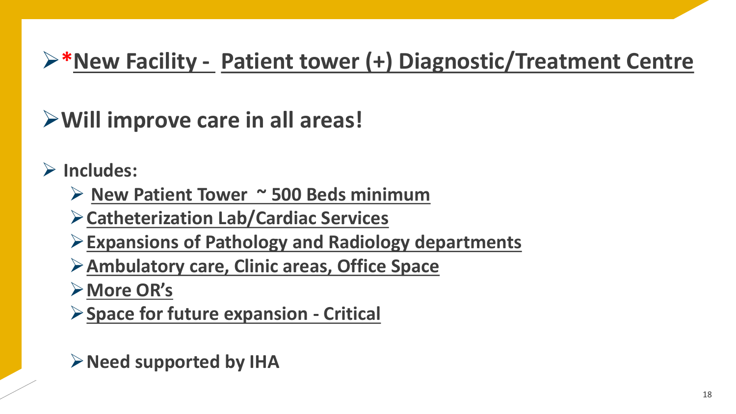- ***New Facility - Patient tower (+) Diagnostic/Treatment Centre**

- **Will improve care in all areas!**

- **Includes:**
  - **New Patient Tower ~ 500 Beds minimum**
  - **Catheterization Lab/Cardiac Services**
  - **Expansions of Pathology and Radiology departments**
  - **Ambulatory care, Clinic areas, Office Space**
  - **More OR's**
  - **Space for future expansion - Critical**

  - **Need supported by IHA**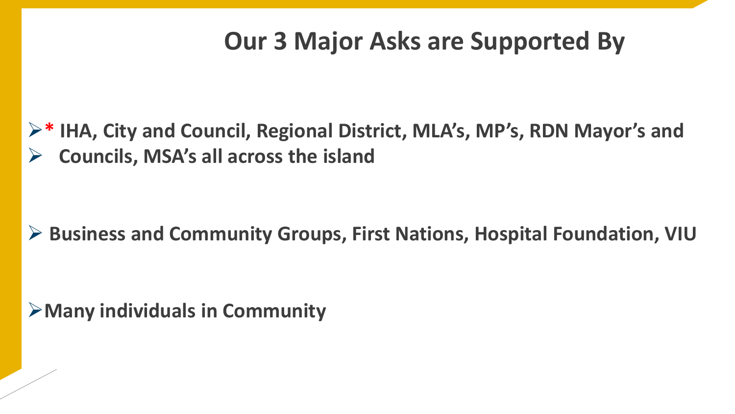# Our 3 Major Asks are Supported By

- * IHA, City and Council, Regional District, MLA's, MP's, RDN Mayor's and
- Councils, MSA's all across the island

- Business and Community Groups, First Nations, Hospital Foundation, VIU

- Many individuals in Community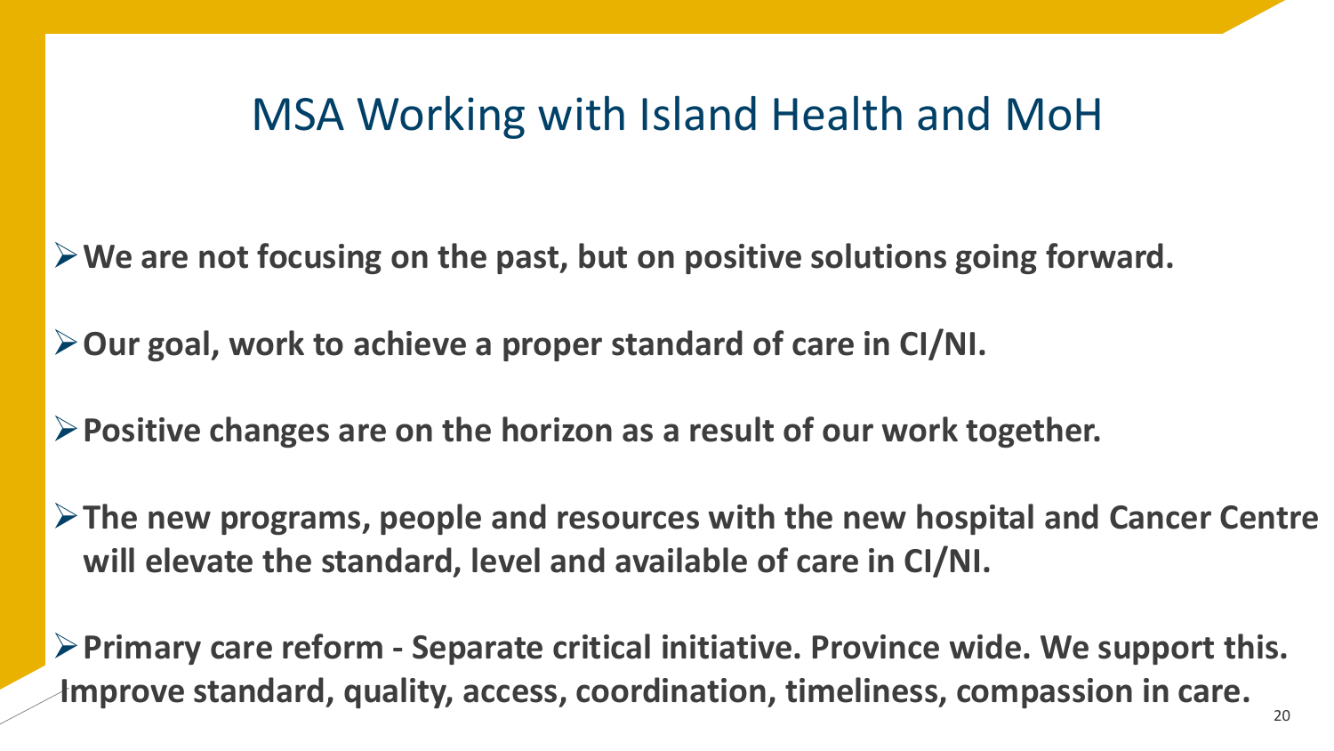# MSA Working with Island Health and MoH

- **We are not focusing on the past, but on positive solutions going forward.**
- **Our goal, work to achieve a proper standard of care in CI/NI.**
- **Positive changes are on the horizon as a result of our work together.**
- **The new programs, people and resources with the new hospital and Cancer Centre will elevate the standard, level and available of care in CI/NI.**
- **Primary care reform - Separate critical initiative. Province wide. We support this. Improve standard, quality, access, coordination, timeliness, compassion in care.**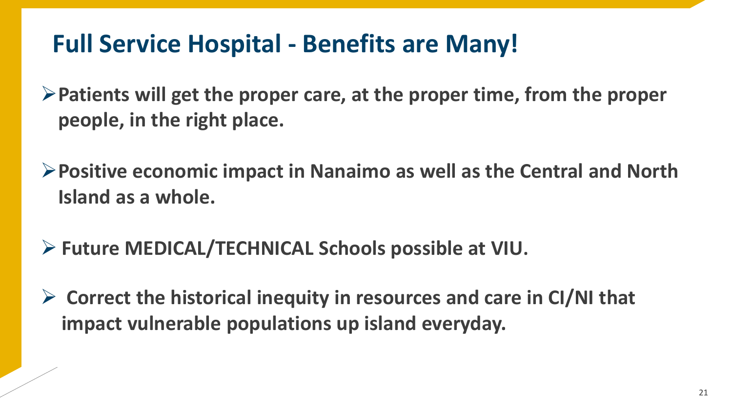## Full Service Hospital - Benefits are Many!

- **Patients will get the proper care, at the proper time, from the proper people, in the right place.**
- **Positive economic impact in Nanaimo as well as the Central and North Island as a whole.**
- **Future MEDICAL/TECHNICAL Schools possible at VIU.**
- **Correct the historical inequity in resources and care in CI/NI that impact vulnerable populations up island everyday.**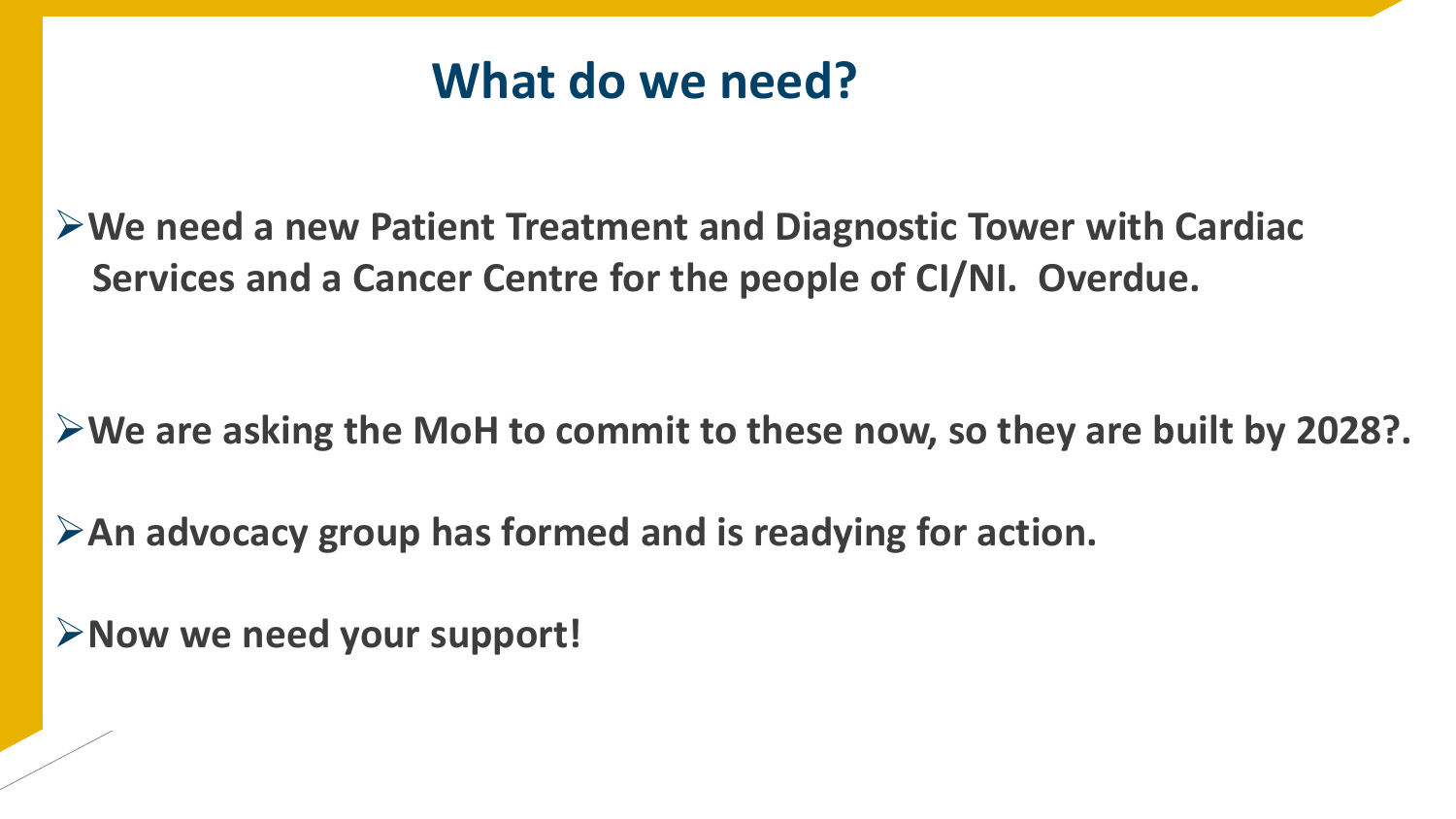# What do we need?

- **We need a new Patient Treatment and Diagnostic Tower with Cardiac Services and a Cancer Centre for the people of CI/NI. Overdue.**
- **We are asking the MoH to commit to these now, so they are built by 2028?.**
- **An advocacy group has formed and is readying for action.**
- **Now we need your support!**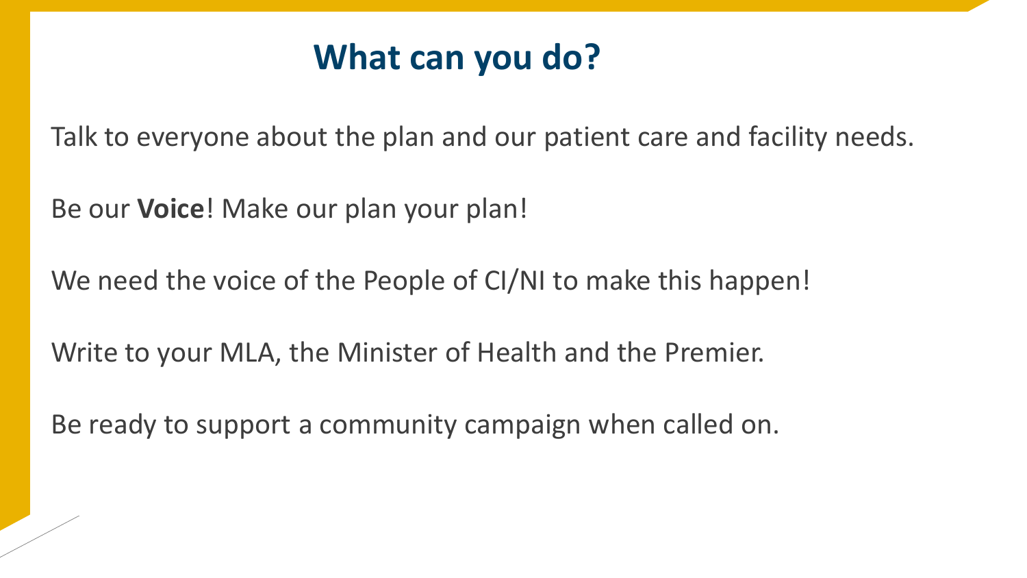# What can you do?

Talk to everyone about the plan and our patient care and facility needs.

Be our **Voice**! Make our plan your plan!

We need the voice of the People of CI/NI to make this happen!

Write to your MLA, the Minister of Health and the Premier.

Be ready to support a community campaign when called on.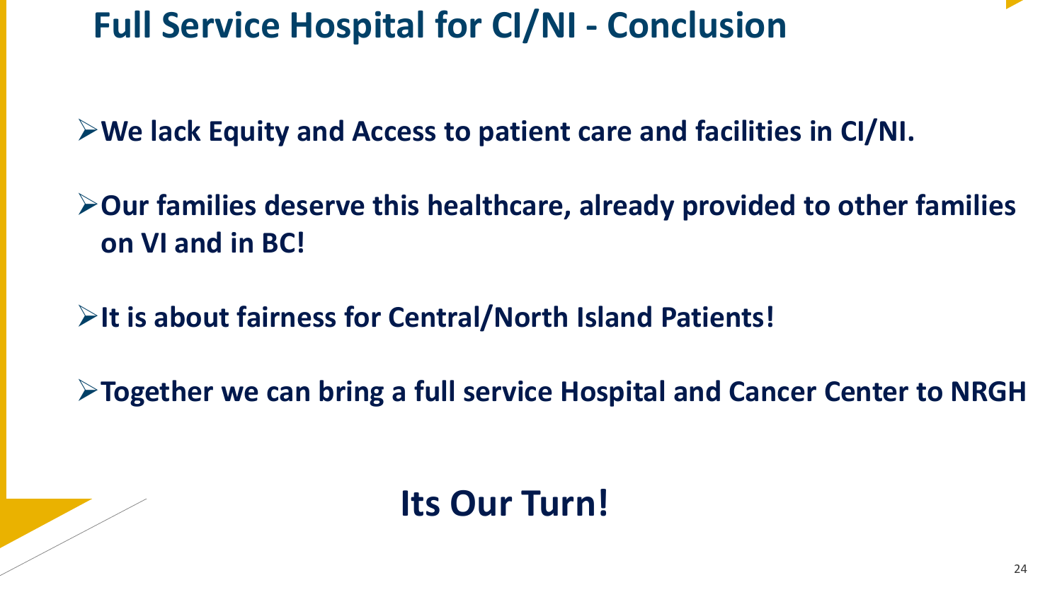# Full Service Hospital for CI/NI - Conclusion

- **We lack Equity and Access to patient care and facilities in CI/NI.**
- **Our families deserve this healthcare, already provided to other families on VI and in BC!**
- **It is about fairness for Central/North Island Patients!**
- **Together we can bring a full service Hospital and Cancer Center to NRGH**

**Its Our Turn!**